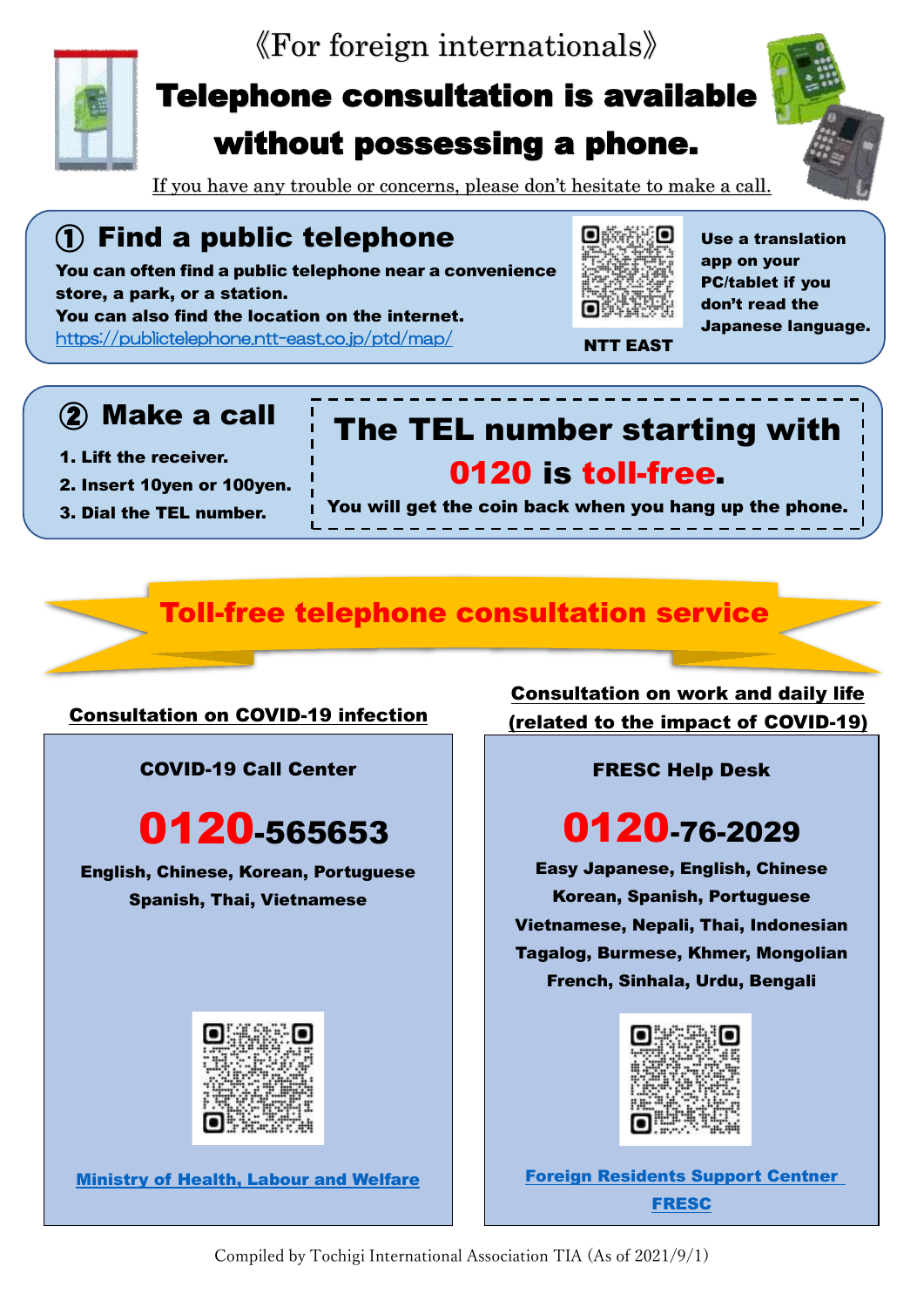《For foreign internationals》

# Telephone consultation is available without possessing a phone.

If you have any trouble or concerns, please don't hesitate to make a call.

## ① Find a public telephone

**You can often find a public telephone near a convenience store, a park, or a station.**
**You can also find the location on the internet.**
https://publictelephone.ntt-east.co.jp/ptd/map/

**NTT EAST**

**Use a translation app on your PC/tablet if you don't read the Japanese language.**

## ② Make a call

1. **Lift the receiver.**
2. **Insert 10yen or 100yen.**
3. **Dial the TEL number.**

**The TEL number starting with 0120 is toll-free.**

**You will get the coin back when you hang up the phone.**

## Toll-free telephone consultation service

### Consultation on COVID-19 infection

**COVID-19 Call Center**

**0120-565653**

**English, Chinese, Korean, Portuguese Spanish, Thai, Vietnamese**

**Ministry of Health, Labour and Welfare**

### Consultation on work and daily life (related to the impact of COVID-19)

**FRESC Help Desk**

**0120-76-2029**

**Easy Japanese, English, Chinese Korean, Spanish, Portuguese Vietnamese, Nepali, Thai, Indonesian Tagalog, Burmese, Khmer, Mongolian French, Sinhala, Urdu, Bengali**

**Foreign Residents Support Centner FRESC**

Compiled by Tochigi International Association TIA (As of 2021/9/1)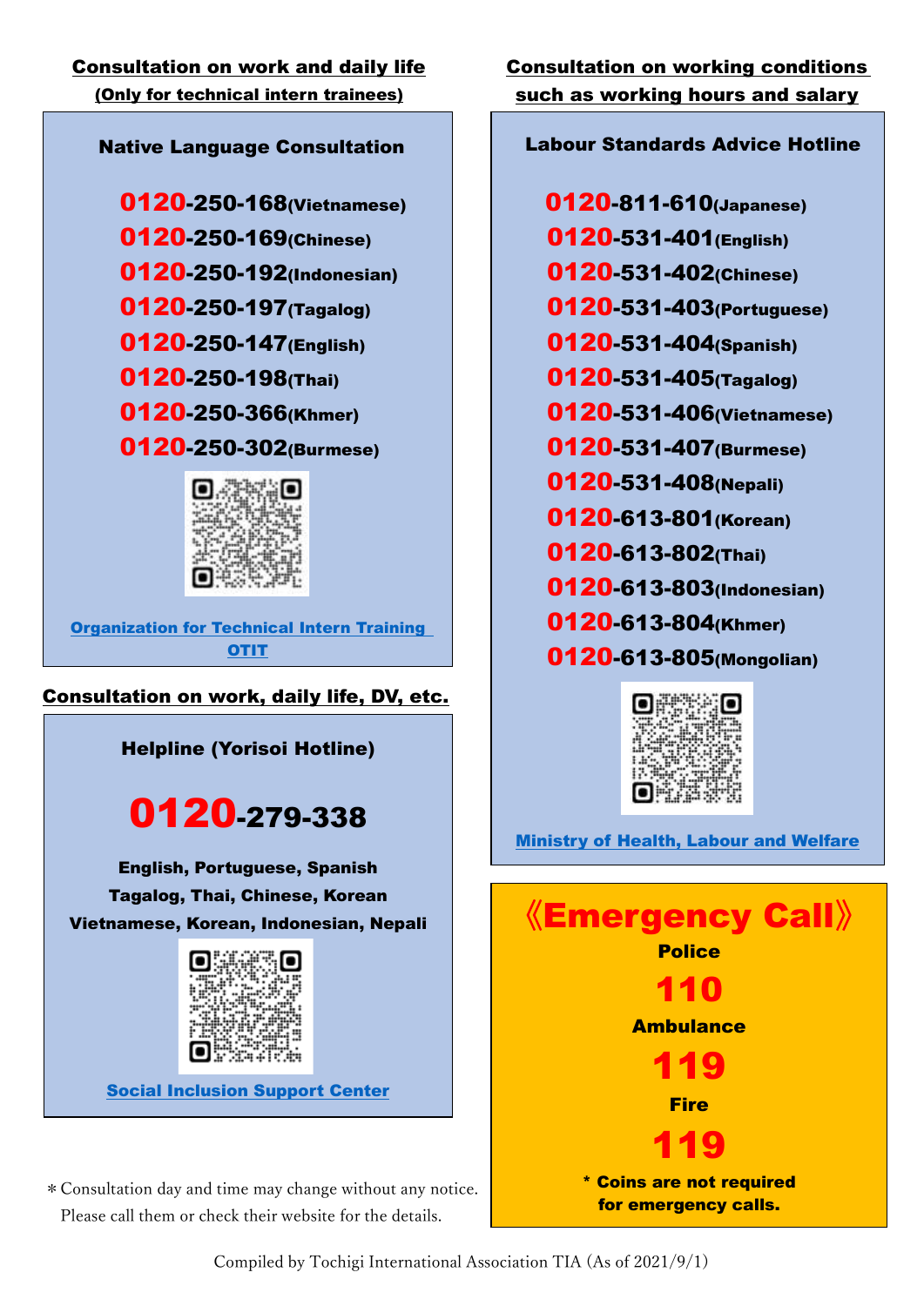## Consultation on work and daily life
**(Only for technical intern trainees)**

### Native Language Consultation

**0120-250-168** (Vietnamese)
**0120-250-169** (Chinese)
**0120-250-192** (Indonesian)
**0120-250-197** (Tagalog)
**0120-250-147** (English)
**0120-250-198** (Thai)
**0120-250-366** (Khmer)
**0120-250-302** (Burmese)

Organization for Technical Intern Training OTIT

## Consultation on work, daily life, DV, etc.

### Helpline (Yorisoi Hotline)

**0120-279-338**

English, Portuguese, Spanish
Tagalog, Thai, Chinese, Korean
Vietnamese, Korean, Indonesian, Nepali

Social Inclusion Support Center

＊Consultation day and time may change without any notice.
Please call them or check their website for the details.

## Consultation on working conditions such as working hours and salary

### Labour Standards Advice Hotline

**0120-811-610** (Japanese)
**0120-531-401** (English)
**0120-531-402** (Chinese)
**0120-531-403** (Portuguese)
**0120-531-404** (Spanish)
**0120-531-405** (Tagalog)
**0120-531-406** (Vietnamese)
**0120-531-407** (Burmese)
**0120-531-408** (Nepali)
**0120-613-801** (Korean)
**0120-613-802** (Thai)
**0120-613-803** (Indonesian)
**0120-613-804** (Khmer)
**0120-613-805** (Mongolian)

Ministry of Health, Labour and Welfare

## 《Emergency Call》

**Police**
**110**

**Ambulance**
**119**

**Fire**
**119**

\* Coins are not required for emergency calls.

Compiled by Tochigi International Association TIA (As of 2021/9/1)